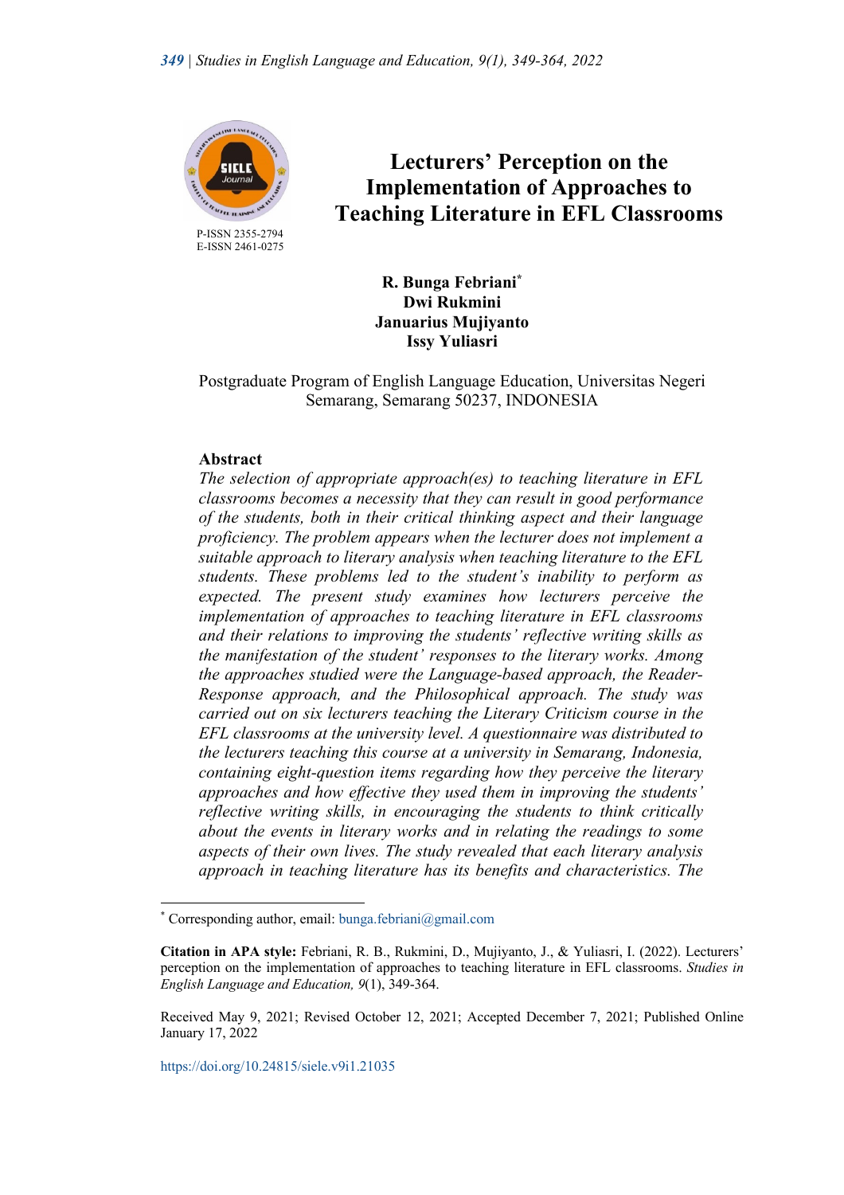P-ISSN 2355-2794
E-ISSN 2461-0275

# Lecturers' Perception on the Implementation of Approaches to Teaching Literature in EFL Classrooms

**R. Bunga Febriani***
**Dwi Rukmini**
**Januarius Mujiyanto**
**Issy Yuliasri**

Postgraduate Program of English Language Education, Universitas Negeri Semarang, Semarang 50237, INDONESIA

## Abstract

*The selection of appropriate approach(es) to teaching literature in EFL classrooms becomes a necessity that they can result in good performance of the students, both in their critical thinking aspect and their language proficiency. The problem appears when the lecturer does not implement a suitable approach to literary analysis when teaching literature to the EFL students. These problems led to the student's inability to perform as expected. The present study examines how lecturers perceive the implementation of approaches to teaching literature in EFL classrooms and their relations to improving the students' reflective writing skills as the manifestation of the student' responses to the literary works. Among the approaches studied were the Language-based approach, the Reader-Response approach, and the Philosophical approach. The study was carried out on six lecturers teaching the Literary Criticism course in the EFL classrooms at the university level. A questionnaire was distributed to the lecturers teaching this course at a university in Semarang, Indonesia, containing eight-question items regarding how they perceive the literary approaches and how effective they used them in improving the students' reflective writing skills, in encouraging the students to think critically about the events in literary works and in relating the readings to some aspects of their own lives. The study revealed that each literary analysis approach in teaching literature has its benefits and characteristics. The*

---

* Corresponding author, email: bunga.febriani@gmail.com

**Citation in APA style:** Febriani, R. B., Rukmini, D., Mujiyanto, J., & Yuliasri, I. (2022). Lecturers' perception on the implementation of approaches to teaching literature in EFL classrooms. *Studies in English Language and Education, 9*(1), 349-364.

Received May 9, 2021; Revised October 12, 2021; Accepted December 7, 2021; Published Online January 17, 2022

https://doi.org/10.24815/siele.v9i1.21035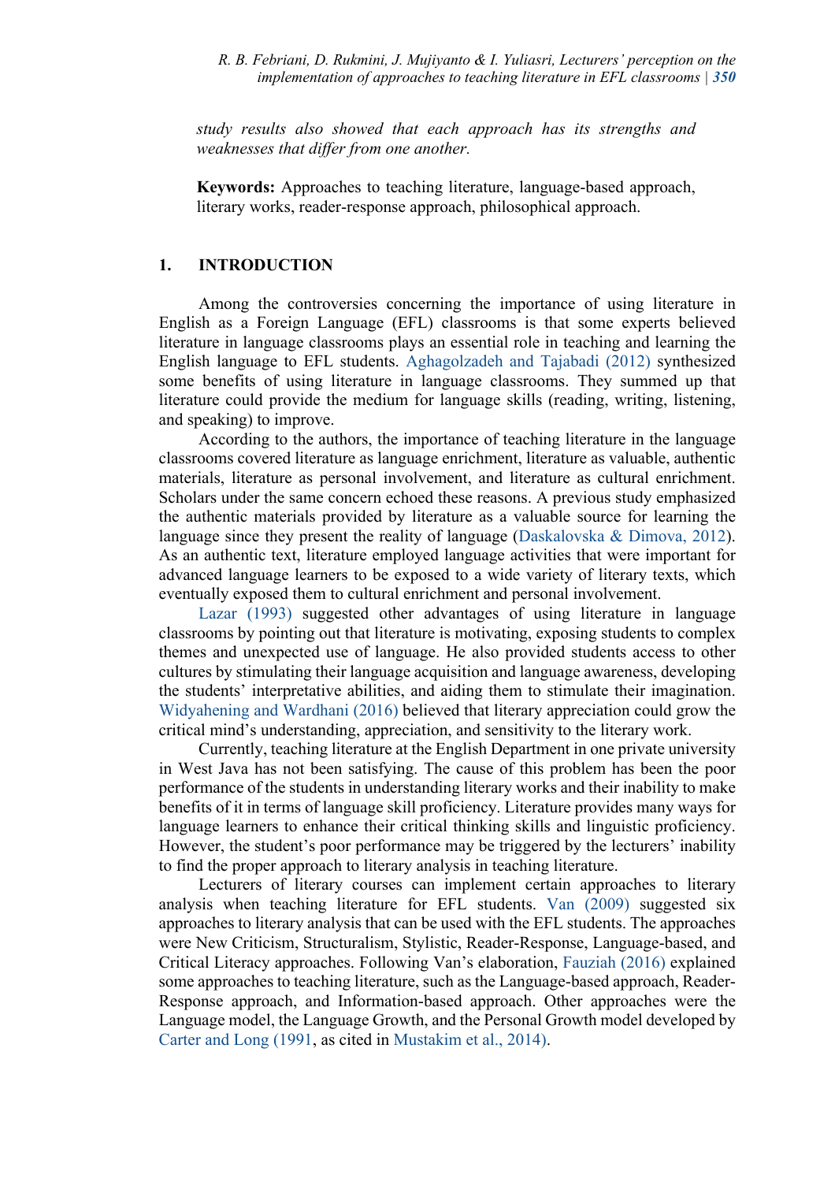*study results also showed that each approach has its strengths and weaknesses that differ from one another.*

**Keywords:** Approaches to teaching literature, language-based approach, literary works, reader-response approach, philosophical approach.

## 1. INTRODUCTION

Among the controversies concerning the importance of using literature in English as a Foreign Language (EFL) classrooms is that some experts believed literature in language classrooms plays an essential role in teaching and learning the English language to EFL students. Aghagolzadeh and Tajabadi (2012) synthesized some benefits of using literature in language classrooms. They summed up that literature could provide the medium for language skills (reading, writing, listening, and speaking) to improve.

According to the authors, the importance of teaching literature in the language classrooms covered literature as language enrichment, literature as valuable, authentic materials, literature as personal involvement, and literature as cultural enrichment. Scholars under the same concern echoed these reasons. A previous study emphasized the authentic materials provided by literature as a valuable source for learning the language since they present the reality of language (Daskalovska & Dimova, 2012). As an authentic text, literature employed language activities that were important for advanced language learners to be exposed to a wide variety of literary texts, which eventually exposed them to cultural enrichment and personal involvement.

Lazar (1993) suggested other advantages of using literature in language classrooms by pointing out that literature is motivating, exposing students to complex themes and unexpected use of language. He also provided students access to other cultures by stimulating their language acquisition and language awareness, developing the students' interpretative abilities, and aiding them to stimulate their imagination. Widyahening and Wardhani (2016) believed that literary appreciation could grow the critical mind's understanding, appreciation, and sensitivity to the literary work.

Currently, teaching literature at the English Department in one private university in West Java has not been satisfying. The cause of this problem has been the poor performance of the students in understanding literary works and their inability to make benefits of it in terms of language skill proficiency. Literature provides many ways for language learners to enhance their critical thinking skills and linguistic proficiency. However, the student's poor performance may be triggered by the lecturers' inability to find the proper approach to literary analysis in teaching literature.

Lecturers of literary courses can implement certain approaches to literary analysis when teaching literature for EFL students. Van (2009) suggested six approaches to literary analysis that can be used with the EFL students. The approaches were New Criticism, Structuralism, Stylistic, Reader-Response, Language-based, and Critical Literacy approaches. Following Van's elaboration, Fauziah (2016) explained some approaches to teaching literature, such as the Language-based approach, Reader-Response approach, and Information-based approach. Other approaches were the Language model, the Language Growth, and the Personal Growth model developed by Carter and Long (1991, as cited in Mustakim et al., 2014).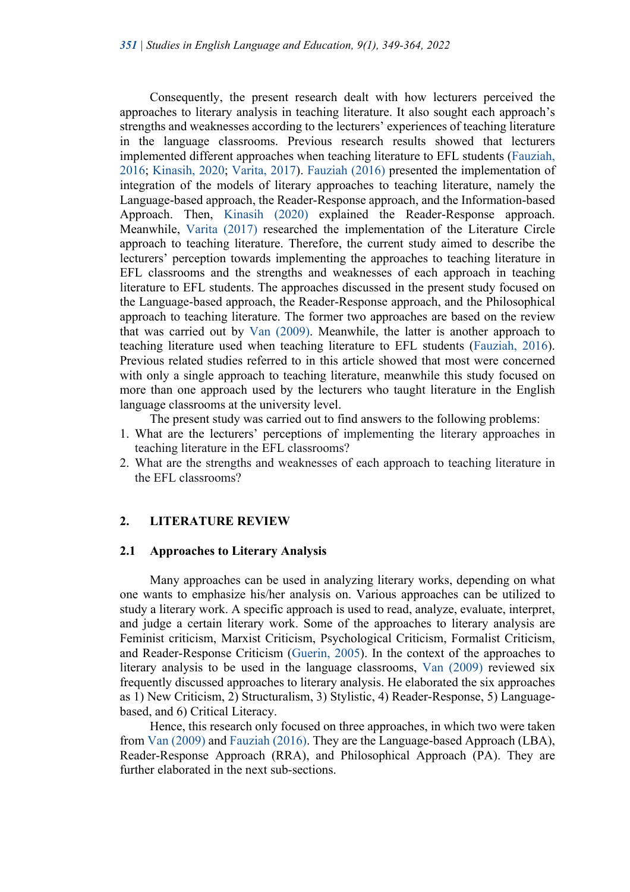Consequently, the present research dealt with how lecturers perceived the approaches to literary analysis in teaching literature. It also sought each approach's strengths and weaknesses according to the lecturers' experiences of teaching literature in the language classrooms. Previous research results showed that lecturers implemented different approaches when teaching literature to EFL students (Fauziah, 2016; Kinasih, 2020; Varita, 2017). Fauziah (2016) presented the implementation of integration of the models of literary approaches to teaching literature, namely the Language-based approach, the Reader-Response approach, and the Information-based Approach. Then, Kinasih (2020) explained the Reader-Response approach. Meanwhile, Varita (2017) researched the implementation of the Literature Circle approach to teaching literature. Therefore, the current study aimed to describe the lecturers' perception towards implementing the approaches to teaching literature in EFL classrooms and the strengths and weaknesses of each approach in teaching literature to EFL students. The approaches discussed in the present study focused on the Language-based approach, the Reader-Response approach, and the Philosophical approach to teaching literature. The former two approaches are based on the review that was carried out by Van (2009). Meanwhile, the latter is another approach to teaching literature used when teaching literature to EFL students (Fauziah, 2016). Previous related studies referred to in this article showed that most were concerned with only a single approach to teaching literature, meanwhile this study focused on more than one approach used by the lecturers who taught literature in the English language classrooms at the university level.

The present study was carried out to find answers to the following problems:

1. What are the lecturers' perceptions of implementing the literary approaches in teaching literature in the EFL classrooms?
2. What are the strengths and weaknesses of each approach to teaching literature in the EFL classrooms?

## 2. LITERATURE REVIEW

### 2.1 Approaches to Literary Analysis

Many approaches can be used in analyzing literary works, depending on what one wants to emphasize his/her analysis on. Various approaches can be utilized to study a literary work. A specific approach is used to read, analyze, evaluate, interpret, and judge a certain literary work. Some of the approaches to literary analysis are Feminist criticism, Marxist Criticism, Psychological Criticism, Formalist Criticism, and Reader-Response Criticism (Guerin, 2005). In the context of the approaches to literary analysis to be used in the language classrooms, Van (2009) reviewed six frequently discussed approaches to literary analysis. He elaborated the six approaches as 1) New Criticism, 2) Structuralism, 3) Stylistic, 4) Reader-Response, 5) Language-based, and 6) Critical Literacy.

Hence, this research only focused on three approaches, in which two were taken from Van (2009) and Fauziah (2016). They are the Language-based Approach (LBA), Reader-Response Approach (RRA), and Philosophical Approach (PA). They are further elaborated in the next sub-sections.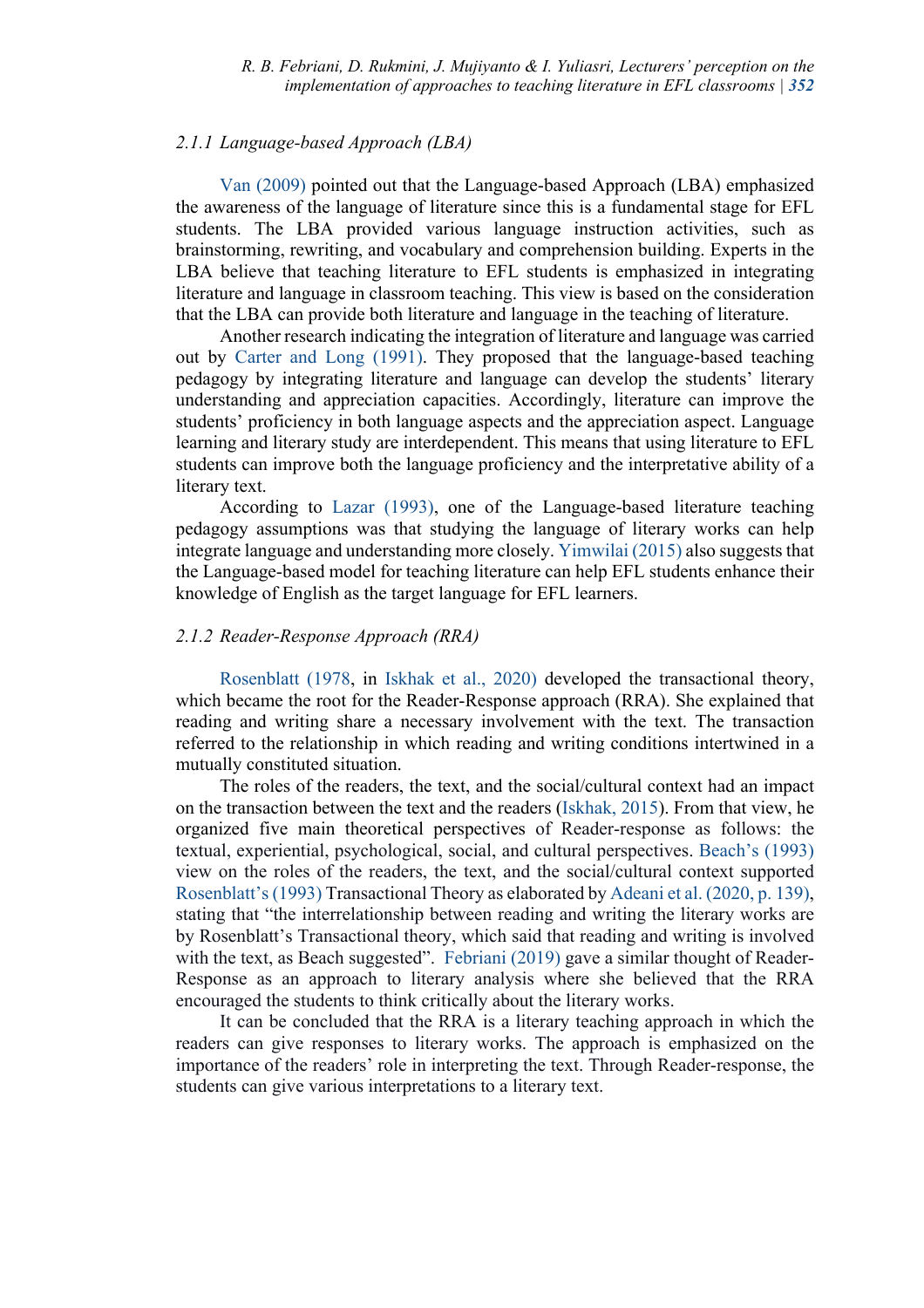#### *2.1.1 Language-based Approach (LBA)*

Van (2009) pointed out that the Language-based Approach (LBA) emphasized the awareness of the language of literature since this is a fundamental stage for EFL students. The LBA provided various language instruction activities, such as brainstorming, rewriting, and vocabulary and comprehension building. Experts in the LBA believe that teaching literature to EFL students is emphasized in integrating literature and language in classroom teaching. This view is based on the consideration that the LBA can provide both literature and language in the teaching of literature.

Another research indicating the integration of literature and language was carried out by Carter and Long (1991). They proposed that the language-based teaching pedagogy by integrating literature and language can develop the students' literary understanding and appreciation capacities. Accordingly, literature can improve the students' proficiency in both language aspects and the appreciation aspect. Language learning and literary study are interdependent. This means that using literature to EFL students can improve both the language proficiency and the interpretative ability of a literary text.

According to Lazar (1993), one of the Language-based literature teaching pedagogy assumptions was that studying the language of literary works can help integrate language and understanding more closely. Yimwilai (2015) also suggests that the Language-based model for teaching literature can help EFL students enhance their knowledge of English as the target language for EFL learners.

#### *2.1.2 Reader-Response Approach (RRA)*

Rosenblatt (1978, in Iskhak et al., 2020) developed the transactional theory, which became the root for the Reader-Response approach (RRA). She explained that reading and writing share a necessary involvement with the text. The transaction referred to the relationship in which reading and writing conditions intertwined in a mutually constituted situation.

The roles of the readers, the text, and the social/cultural context had an impact on the transaction between the text and the readers (Iskhak, 2015). From that view, he organized five main theoretical perspectives of Reader-response as follows: the textual, experiential, psychological, social, and cultural perspectives. Beach's (1993) view on the roles of the readers, the text, and the social/cultural context supported Rosenblatt's (1993) Transactional Theory as elaborated by Adeani et al. (2020, p. 139), stating that "the interrelationship between reading and writing the literary works are by Rosenblatt's Transactional theory, which said that reading and writing is involved with the text, as Beach suggested". Febriani (2019) gave a similar thought of Reader-Response as an approach to literary analysis where she believed that the RRA encouraged the students to think critically about the literary works.

It can be concluded that the RRA is a literary teaching approach in which the readers can give responses to literary works. The approach is emphasized on the importance of the readers' role in interpreting the text. Through Reader-response, the students can give various interpretations to a literary text.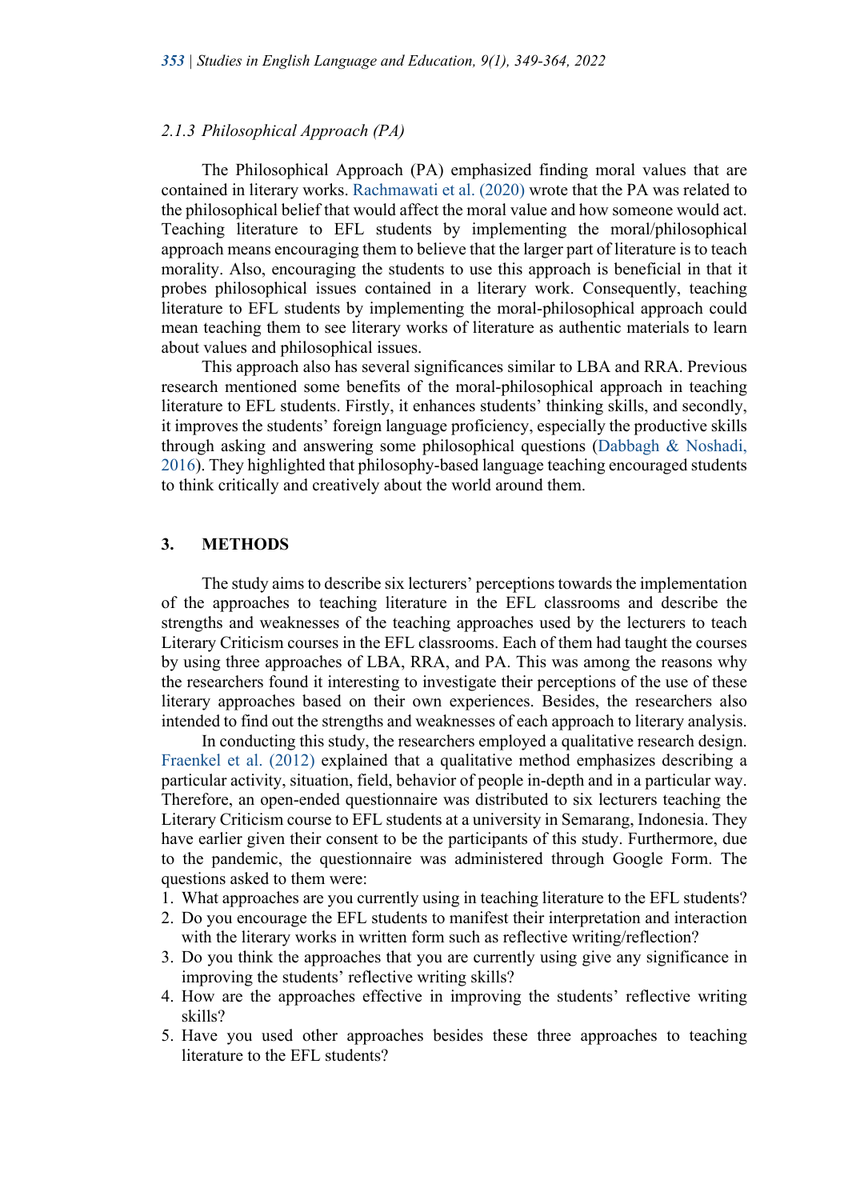#### 2.1.3 *Philosophical Approach (PA)*

The Philosophical Approach (PA) emphasized finding moral values that are contained in literary works. Rachmawati et al. (2020) wrote that the PA was related to the philosophical belief that would affect the moral value and how someone would act. Teaching literature to EFL students by implementing the moral/philosophical approach means encouraging them to believe that the larger part of literature is to teach morality. Also, encouraging the students to use this approach is beneficial in that it probes philosophical issues contained in a literary work. Consequently, teaching literature to EFL students by implementing the moral-philosophical approach could mean teaching them to see literary works of literature as authentic materials to learn about values and philosophical issues.

This approach also has several significances similar to LBA and RRA. Previous research mentioned some benefits of the moral-philosophical approach in teaching literature to EFL students. Firstly, it enhances students' thinking skills, and secondly, it improves the students' foreign language proficiency, especially the productive skills through asking and answering some philosophical questions (Dabbagh & Noshadi, 2016). They highlighted that philosophy-based language teaching encouraged students to think critically and creatively about the world around them.

## 3. METHODS

The study aims to describe six lecturers' perceptions towards the implementation of the approaches to teaching literature in the EFL classrooms and describe the strengths and weaknesses of the teaching approaches used by the lecturers to teach Literary Criticism courses in the EFL classrooms. Each of them had taught the courses by using three approaches of LBA, RRA, and PA. This was among the reasons why the researchers found it interesting to investigate their perceptions of the use of these literary approaches based on their own experiences. Besides, the researchers also intended to find out the strengths and weaknesses of each approach to literary analysis.

In conducting this study, the researchers employed a qualitative research design. Fraenkel et al. (2012) explained that a qualitative method emphasizes describing a particular activity, situation, field, behavior of people in-depth and in a particular way. Therefore, an open-ended questionnaire was distributed to six lecturers teaching the Literary Criticism course to EFL students at a university in Semarang, Indonesia. They have earlier given their consent to be the participants of this study. Furthermore, due to the pandemic, the questionnaire was administered through Google Form. The questions asked to them were:

1. What approaches are you currently using in teaching literature to the EFL students?
2. Do you encourage the EFL students to manifest their interpretation and interaction with the literary works in written form such as reflective writing/reflection?
3. Do you think the approaches that you are currently using give any significance in improving the students' reflective writing skills?
4. How are the approaches effective in improving the students' reflective writing skills?
5. Have you used other approaches besides these three approaches to teaching literature to the EFL students?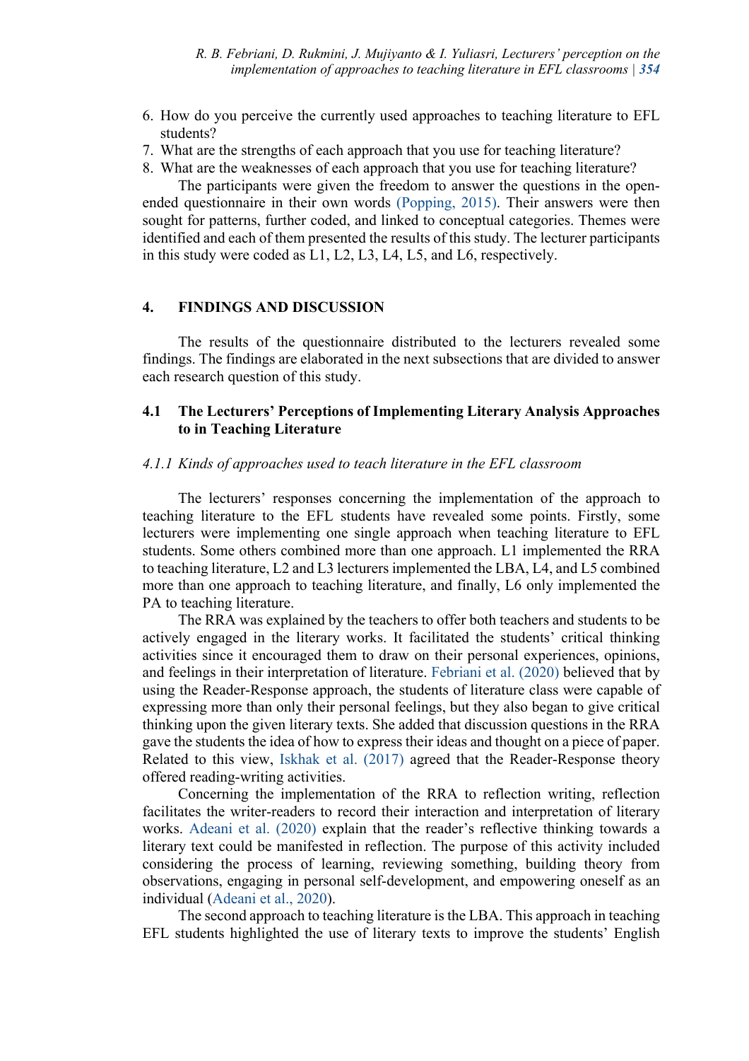6. How do you perceive the currently used approaches to teaching literature to EFL students?
7. What are the strengths of each approach that you use for teaching literature?
8. What are the weaknesses of each approach that you use for teaching literature?

The participants were given the freedom to answer the questions in the open-ended questionnaire in their own words (Popping, 2015). Their answers were then sought for patterns, further coded, and linked to conceptual categories. Themes were identified and each of them presented the results of this study. The lecturer participants in this study were coded as L1, L2, L3, L4, L5, and L6, respectively.

## 4. FINDINGS AND DISCUSSION

The results of the questionnaire distributed to the lecturers revealed some findings. The findings are elaborated in the next subsections that are divided to answer each research question of this study.

### 4.1 The Lecturers' Perceptions of Implementing Literary Analysis Approaches to in Teaching Literature

#### *4.1.1 Kinds of approaches used to teach literature in the EFL classroom*

The lecturers' responses concerning the implementation of the approach to teaching literature to the EFL students have revealed some points. Firstly, some lecturers were implementing one single approach when teaching literature to EFL students. Some others combined more than one approach. L1 implemented the RRA to teaching literature, L2 and L3 lecturers implemented the LBA, L4, and L5 combined more than one approach to teaching literature, and finally, L6 only implemented the PA to teaching literature.

The RRA was explained by the teachers to offer both teachers and students to be actively engaged in the literary works. It facilitated the students' critical thinking activities since it encouraged them to draw on their personal experiences, opinions, and feelings in their interpretation of literature. Febriani et al. (2020) believed that by using the Reader-Response approach, the students of literature class were capable of expressing more than only their personal feelings, but they also began to give critical thinking upon the given literary texts. She added that discussion questions in the RRA gave the students the idea of how to express their ideas and thought on a piece of paper. Related to this view, Iskhak et al. (2017) agreed that the Reader-Response theory offered reading-writing activities.

Concerning the implementation of the RRA to reflection writing, reflection facilitates the writer-readers to record their interaction and interpretation of literary works. Adeani et al. (2020) explain that the reader's reflective thinking towards a literary text could be manifested in reflection. The purpose of this activity included considering the process of learning, reviewing something, building theory from observations, engaging in personal self-development, and empowering oneself as an individual (Adeani et al., 2020).

The second approach to teaching literature is the LBA. This approach in teaching EFL students highlighted the use of literary texts to improve the students' English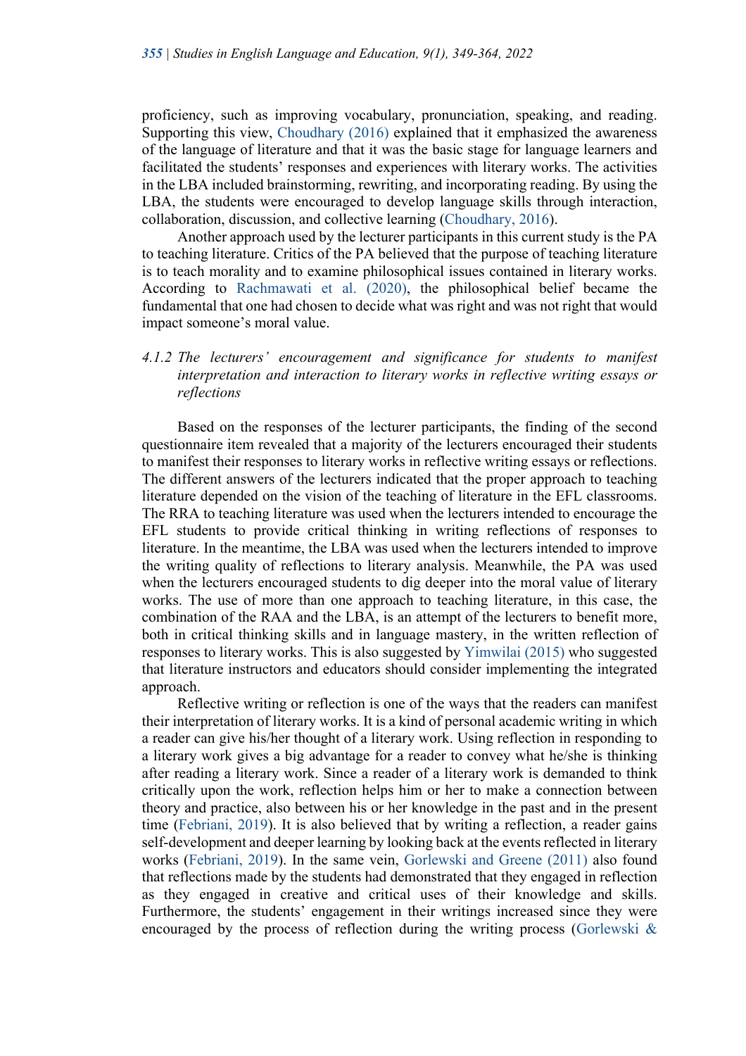proficiency, such as improving vocabulary, pronunciation, speaking, and reading. Supporting this view, Choudhary (2016) explained that it emphasized the awareness of the language of literature and that it was the basic stage for language learners and facilitated the students' responses and experiences with literary works. The activities in the LBA included brainstorming, rewriting, and incorporating reading. By using the LBA, the students were encouraged to develop language skills through interaction, collaboration, discussion, and collective learning (Choudhary, 2016).

Another approach used by the lecturer participants in this current study is the PA to teaching literature. Critics of the PA believed that the purpose of teaching literature is to teach morality and to examine philosophical issues contained in literary works. According to Rachmawati et al. (2020), the philosophical belief became the fundamental that one had chosen to decide what was right and was not right that would impact someone's moral value.

#### *4.1.2 The lecturers' encouragement and significance for students to manifest interpretation and interaction to literary works in reflective writing essays or reflections*

Based on the responses of the lecturer participants, the finding of the second questionnaire item revealed that a majority of the lecturers encouraged their students to manifest their responses to literary works in reflective writing essays or reflections. The different answers of the lecturers indicated that the proper approach to teaching literature depended on the vision of the teaching of literature in the EFL classrooms. The RRA to teaching literature was used when the lecturers intended to encourage the EFL students to provide critical thinking in writing reflections of responses to literature. In the meantime, the LBA was used when the lecturers intended to improve the writing quality of reflections to literary analysis. Meanwhile, the PA was used when the lecturers encouraged students to dig deeper into the moral value of literary works. The use of more than one approach to teaching literature, in this case, the combination of the RAA and the LBA, is an attempt of the lecturers to benefit more, both in critical thinking skills and in language mastery, in the written reflection of responses to literary works. This is also suggested by Yimwilai (2015) who suggested that literature instructors and educators should consider implementing the integrated approach.

Reflective writing or reflection is one of the ways that the readers can manifest their interpretation of literary works. It is a kind of personal academic writing in which a reader can give his/her thought of a literary work. Using reflection in responding to a literary work gives a big advantage for a reader to convey what he/she is thinking after reading a literary work. Since a reader of a literary work is demanded to think critically upon the work, reflection helps him or her to make a connection between theory and practice, also between his or her knowledge in the past and in the present time (Febriani, 2019). It is also believed that by writing a reflection, a reader gains self-development and deeper learning by looking back at the events reflected in literary works (Febriani, 2019). In the same vein, Gorlewski and Greene (2011) also found that reflections made by the students had demonstrated that they engaged in reflection as they engaged in creative and critical uses of their knowledge and skills. Furthermore, the students' engagement in their writings increased since they were encouraged by the process of reflection during the writing process (Gorlewski &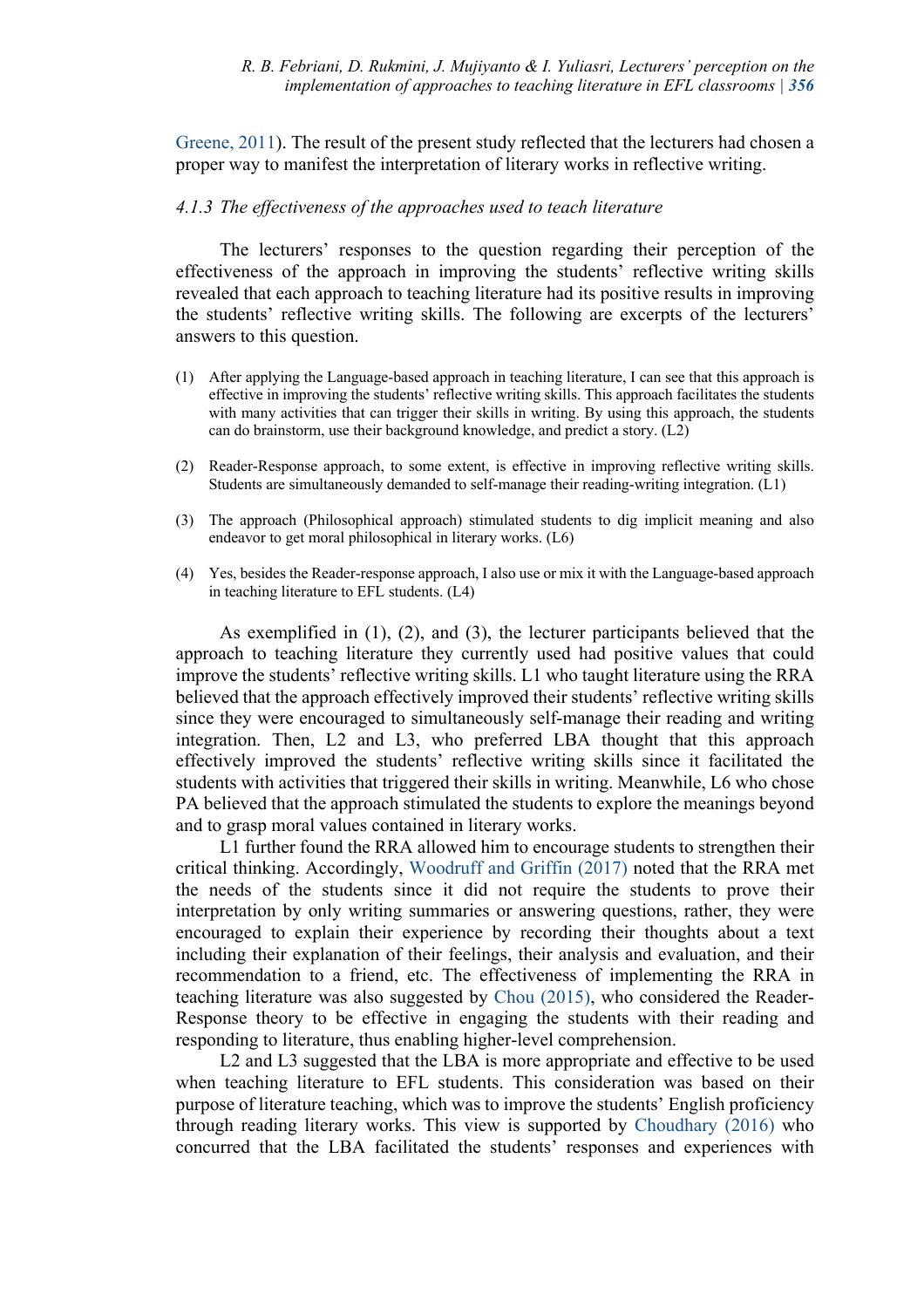Greene, 2011). The result of the present study reflected that the lecturers had chosen a proper way to manifest the interpretation of literary works in reflective writing.

### *4.1.3 The effectiveness of the approaches used to teach literature*

The lecturers' responses to the question regarding their perception of the effectiveness of the approach in improving the students' reflective writing skills revealed that each approach to teaching literature had its positive results in improving the students' reflective writing skills. The following are excerpts of the lecturers' answers to this question.

(1) After applying the Language-based approach in teaching literature, I can see that this approach is effective in improving the students' reflective writing skills. This approach facilitates the students with many activities that can trigger their skills in writing. By using this approach, the students can do brainstorm, use their background knowledge, and predict a story. (L2)

(2) Reader-Response approach, to some extent, is effective in improving reflective writing skills. Students are simultaneously demanded to self-manage their reading-writing integration. (L1)

(3) The approach (Philosophical approach) stimulated students to dig implicit meaning and also endeavor to get moral philosophical in literary works. (L6)

(4) Yes, besides the Reader-response approach, I also use or mix it with the Language-based approach in teaching literature to EFL students. (L4)

As exemplified in (1), (2), and (3), the lecturer participants believed that the approach to teaching literature they currently used had positive values that could improve the students' reflective writing skills. L1 who taught literature using the RRA believed that the approach effectively improved their students' reflective writing skills since they were encouraged to simultaneously self-manage their reading and writing integration. Then, L2 and L3, who preferred LBA thought that this approach effectively improved the students' reflective writing skills since it facilitated the students with activities that triggered their skills in writing. Meanwhile, L6 who chose PA believed that the approach stimulated the students to explore the meanings beyond and to grasp moral values contained in literary works.

L1 further found the RRA allowed him to encourage students to strengthen their critical thinking. Accordingly, Woodruff and Griffin (2017) noted that the RRA met the needs of the students since it did not require the students to prove their interpretation by only writing summaries or answering questions, rather, they were encouraged to explain their experience by recording their thoughts about a text including their explanation of their feelings, their analysis and evaluation, and their recommendation to a friend, etc. The effectiveness of implementing the RRA in teaching literature was also suggested by Chou (2015), who considered the Reader-Response theory to be effective in engaging the students with their reading and responding to literature, thus enabling higher-level comprehension.

L2 and L3 suggested that the LBA is more appropriate and effective to be used when teaching literature to EFL students. This consideration was based on their purpose of literature teaching, which was to improve the students' English proficiency through reading literary works. This view is supported by Choudhary (2016) who concurred that the LBA facilitated the students' responses and experiences with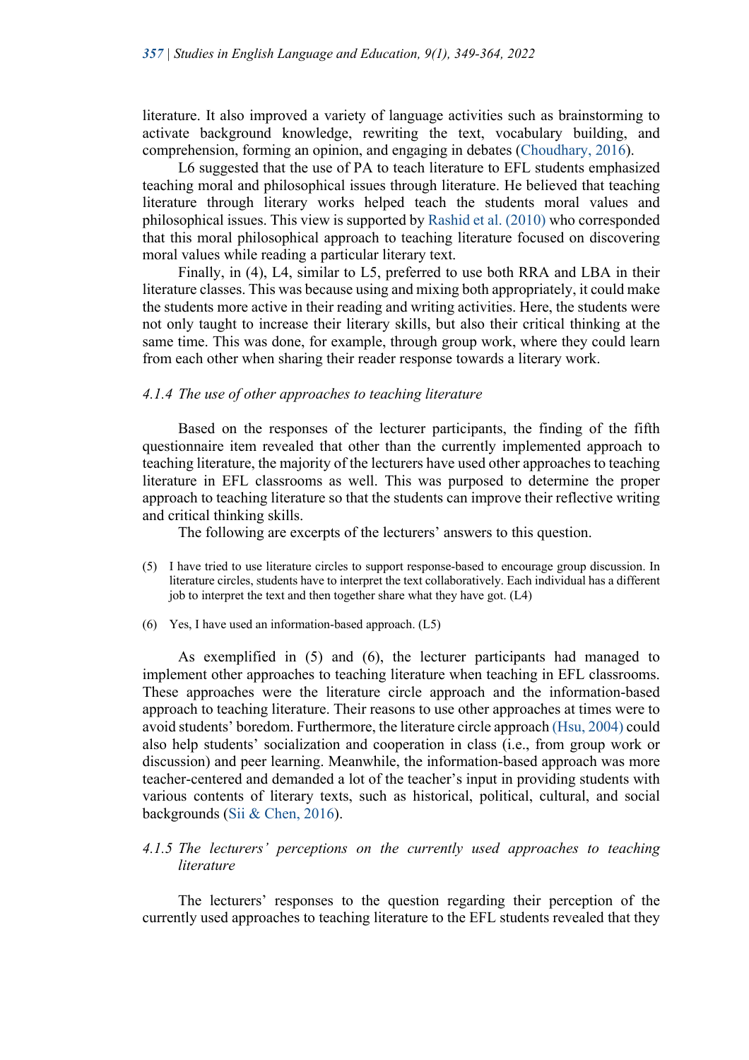literature. It also improved a variety of language activities such as brainstorming to activate background knowledge, rewriting the text, vocabulary building, and comprehension, forming an opinion, and engaging in debates (Choudhary, 2016).

L6 suggested that the use of PA to teach literature to EFL students emphasized teaching moral and philosophical issues through literature. He believed that teaching literature through literary works helped teach the students moral values and philosophical issues. This view is supported by Rashid et al. (2010) who corresponded that this moral philosophical approach to teaching literature focused on discovering moral values while reading a particular literary text.

Finally, in (4), L4, similar to L5, preferred to use both RRA and LBA in their literature classes. This was because using and mixing both appropriately, it could make the students more active in their reading and writing activities. Here, the students were not only taught to increase their literary skills, but also their critical thinking at the same time. This was done, for example, through group work, where they could learn from each other when sharing their reader response towards a literary work.

#### *4.1.4 The use of other approaches to teaching literature*

Based on the responses of the lecturer participants, the finding of the fifth questionnaire item revealed that other than the currently implemented approach to teaching literature, the majority of the lecturers have used other approaches to teaching literature in EFL classrooms as well. This was purposed to determine the proper approach to teaching literature so that the students can improve their reflective writing and critical thinking skills.

The following are excerpts of the lecturers' answers to this question.

(5) I have tried to use literature circles to support response-based to encourage group discussion. In literature circles, students have to interpret the text collaboratively. Each individual has a different job to interpret the text and then together share what they have got. (L4)

(6) Yes, I have used an information-based approach. (L5)

As exemplified in (5) and (6), the lecturer participants had managed to implement other approaches to teaching literature when teaching in EFL classrooms. These approaches were the literature circle approach and the information-based approach to teaching literature. Their reasons to use other approaches at times were to avoid students' boredom. Furthermore, the literature circle approach (Hsu, 2004) could also help students' socialization and cooperation in class (i.e., from group work or discussion) and peer learning. Meanwhile, the information-based approach was more teacher-centered and demanded a lot of the teacher's input in providing students with various contents of literary texts, such as historical, political, cultural, and social backgrounds (Sii & Chen, 2016).

#### *4.1.5 The lecturers' perceptions on the currently used approaches to teaching literature*

The lecturers' responses to the question regarding their perception of the currently used approaches to teaching literature to the EFL students revealed that they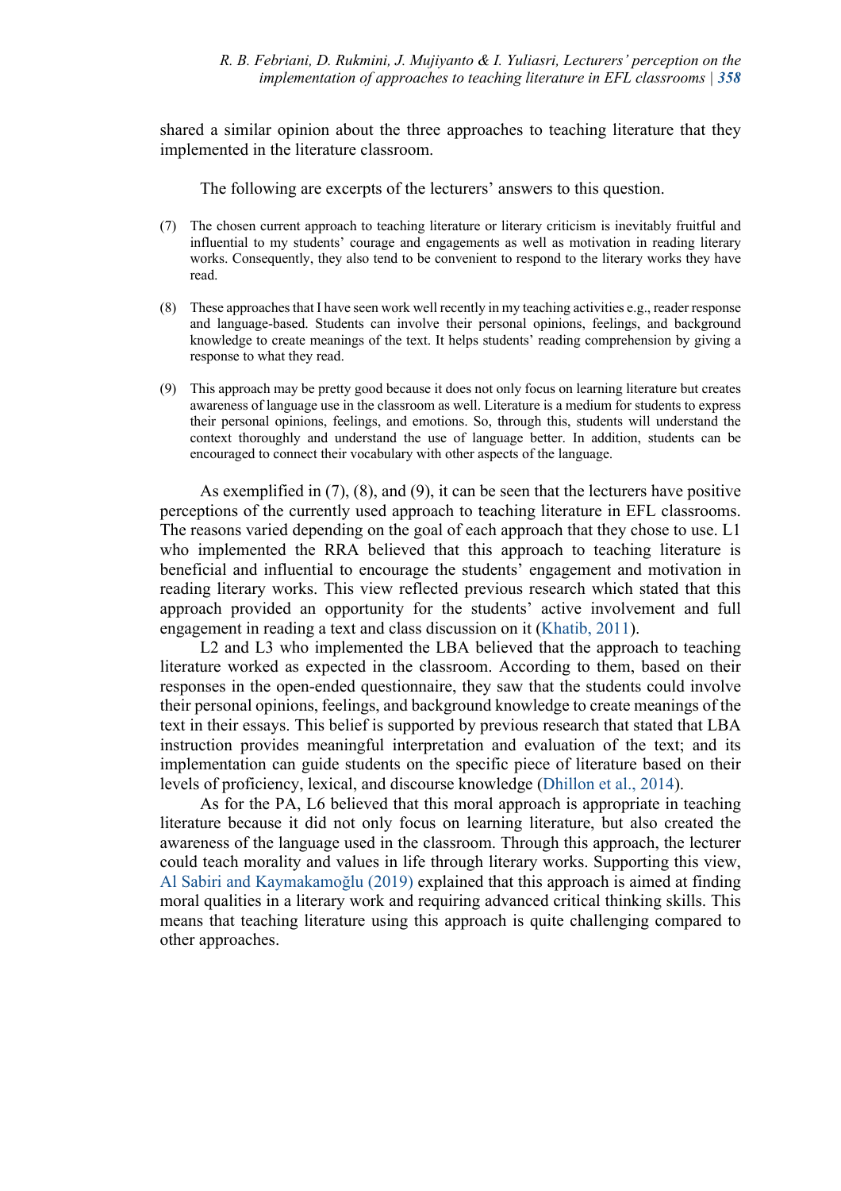shared a similar opinion about the three approaches to teaching literature that they implemented in the literature classroom.

The following are excerpts of the lecturers' answers to this question.

(7) The chosen current approach to teaching literature or literary criticism is inevitably fruitful and influential to my students' courage and engagements as well as motivation in reading literary works. Consequently, they also tend to be convenient to respond to the literary works they have read.

(8) These approaches that I have seen work well recently in my teaching activities e.g., reader response and language-based. Students can involve their personal opinions, feelings, and background knowledge to create meanings of the text. It helps students' reading comprehension by giving a response to what they read.

(9) This approach may be pretty good because it does not only focus on learning literature but creates awareness of language use in the classroom as well. Literature is a medium for students to express their personal opinions, feelings, and emotions. So, through this, students will understand the context thoroughly and understand the use of language better. In addition, students can be encouraged to connect their vocabulary with other aspects of the language.

As exemplified in (7), (8), and (9), it can be seen that the lecturers have positive perceptions of the currently used approach to teaching literature in EFL classrooms. The reasons varied depending on the goal of each approach that they chose to use. L1 who implemented the RRA believed that this approach to teaching literature is beneficial and influential to encourage the students' engagement and motivation in reading literary works. This view reflected previous research which stated that this approach provided an opportunity for the students' active involvement and full engagement in reading a text and class discussion on it (Khatib, 2011).

L2 and L3 who implemented the LBA believed that the approach to teaching literature worked as expected in the classroom. According to them, based on their responses in the open-ended questionnaire, they saw that the students could involve their personal opinions, feelings, and background knowledge to create meanings of the text in their essays. This belief is supported by previous research that stated that LBA instruction provides meaningful interpretation and evaluation of the text; and its implementation can guide students on the specific piece of literature based on their levels of proficiency, lexical, and discourse knowledge (Dhillon et al., 2014).

As for the PA, L6 believed that this moral approach is appropriate in teaching literature because it did not only focus on learning literature, but also created the awareness of the language used in the classroom. Through this approach, the lecturer could teach morality and values in life through literary works. Supporting this view, Al Sabiri and Kaymakamoğlu (2019) explained that this approach is aimed at finding moral qualities in a literary work and requiring advanced critical thinking skills. This means that teaching literature using this approach is quite challenging compared to other approaches.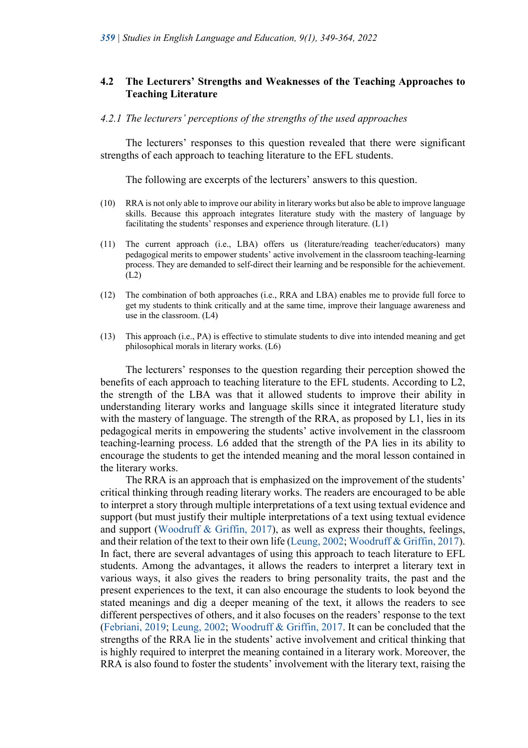### 4.2 The Lecturers' Strengths and Weaknesses of the Teaching Approaches to Teaching Literature

#### *4.2.1 The lecturers' perceptions of the strengths of the used approaches*

The lecturers' responses to this question revealed that there were significant strengths of each approach to teaching literature to the EFL students.

The following are excerpts of the lecturers' answers to this question.

(10) RRA is not only able to improve our ability in literary works but also be able to improve language skills. Because this approach integrates literature study with the mastery of language by facilitating the students' responses and experience through literature. (L1)

(11) The current approach (i.e., LBA) offers us (literature/reading teacher/educators) many pedagogical merits to empower students' active involvement in the classroom teaching-learning process. They are demanded to self-direct their learning and be responsible for the achievement. (L2)

(12) The combination of both approaches (i.e., RRA and LBA) enables me to provide full force to get my students to think critically and at the same time, improve their language awareness and use in the classroom. (L4)

(13) This approach (i.e., PA) is effective to stimulate students to dive into intended meaning and get philosophical morals in literary works. (L6)

The lecturers' responses to the question regarding their perception showed the benefits of each approach to teaching literature to the EFL students. According to L2, the strength of the LBA was that it allowed students to improve their ability in understanding literary works and language skills since it integrated literature study with the mastery of language. The strength of the RRA, as proposed by L1, lies in its pedagogical merits in empowering the students' active involvement in the classroom teaching-learning process. L6 added that the strength of the PA lies in its ability to encourage the students to get the intended meaning and the moral lesson contained in the literary works.

The RRA is an approach that is emphasized on the improvement of the students' critical thinking through reading literary works. The readers are encouraged to be able to interpret a story through multiple interpretations of a text using textual evidence and support (but must justify their multiple interpretations of a text using textual evidence and support (Woodruff & Griffin, 2017), as well as express their thoughts, feelings, and their relation of the text to their own life (Leung, 2002; Woodruff & Griffin, 2017). In fact, there are several advantages of using this approach to teach literature to EFL students. Among the advantages, it allows the readers to interpret a literary text in various ways, it also gives the readers to bring personality traits, the past and the present experiences to the text, it can also encourage the students to look beyond the stated meanings and dig a deeper meaning of the text, it allows the readers to see different perspectives of others, and it also focuses on the readers' response to the text (Febriani, 2019; Leung, 2002; Woodruff & Griffin, 2017. It can be concluded that the strengths of the RRA lie in the students' active involvement and critical thinking that is highly required to interpret the meaning contained in a literary work. Moreover, the RRA is also found to foster the students' involvement with the literary text, raising the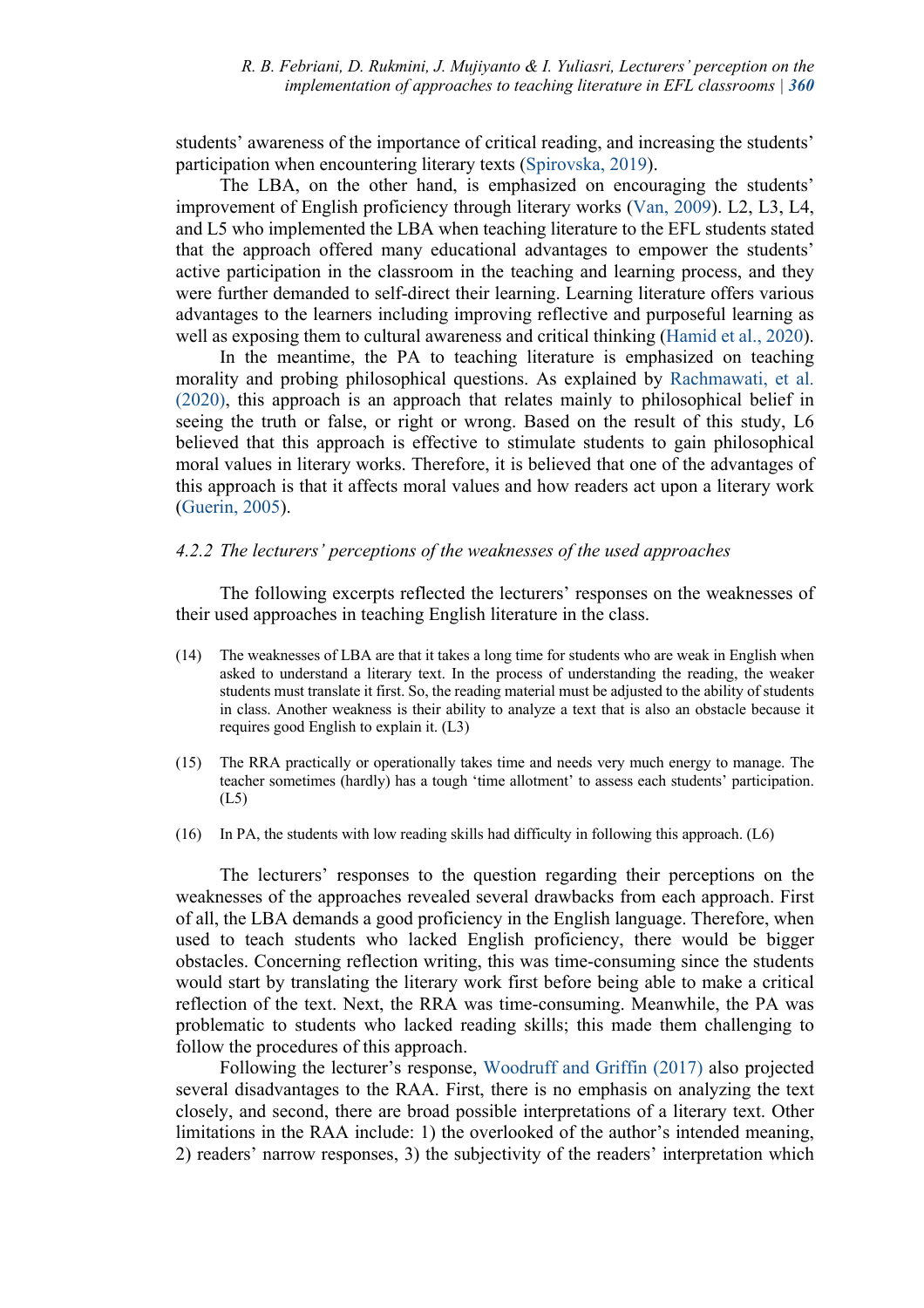students' awareness of the importance of critical reading, and increasing the students' participation when encountering literary texts (Spirovska, 2019).

The LBA, on the other hand, is emphasized on encouraging the students' improvement of English proficiency through literary works (Van, 2009). L2, L3, L4, and L5 who implemented the LBA when teaching literature to the EFL students stated that the approach offered many educational advantages to empower the students' active participation in the classroom in the teaching and learning process, and they were further demanded to self-direct their learning. Learning literature offers various advantages to the learners including improving reflective and purposeful learning as well as exposing them to cultural awareness and critical thinking (Hamid et al., 2020).

In the meantime, the PA to teaching literature is emphasized on teaching morality and probing philosophical questions. As explained by Rachmawati, et al. (2020), this approach is an approach that relates mainly to philosophical belief in seeing the truth or false, or right or wrong. Based on the result of this study, L6 believed that this approach is effective to stimulate students to gain philosophical moral values in literary works. Therefore, it is believed that one of the advantages of this approach is that it affects moral values and how readers act upon a literary work (Guerin, 2005).

#### *4.2.2 The lecturers' perceptions of the weaknesses of the used approaches*

The following excerpts reflected the lecturers' responses on the weaknesses of their used approaches in teaching English literature in the class.

(14) The weaknesses of LBA are that it takes a long time for students who are weak in English when asked to understand a literary text. In the process of understanding the reading, the weaker students must translate it first. So, the reading material must be adjusted to the ability of students in class. Another weakness is their ability to analyze a text that is also an obstacle because it requires good English to explain it. (L3)

(15) The RRA practically or operationally takes time and needs very much energy to manage. The teacher sometimes (hardly) has a tough 'time allotment' to assess each students' participation. (L5)

(16) In PA, the students with low reading skills had difficulty in following this approach. (L6)

The lecturers' responses to the question regarding their perceptions on the weaknesses of the approaches revealed several drawbacks from each approach. First of all, the LBA demands a good proficiency in the English language. Therefore, when used to teach students who lacked English proficiency, there would be bigger obstacles. Concerning reflection writing, this was time-consuming since the students would start by translating the literary work first before being able to make a critical reflection of the text. Next, the RRA was time-consuming. Meanwhile, the PA was problematic to students who lacked reading skills; this made them challenging to follow the procedures of this approach.

Following the lecturer's response, Woodruff and Griffin (2017) also projected several disadvantages to the RAA. First, there is no emphasis on analyzing the text closely, and second, there are broad possible interpretations of a literary text. Other limitations in the RAA include: 1) the overlooked of the author's intended meaning, 2) readers' narrow responses, 3) the subjectivity of the readers' interpretation which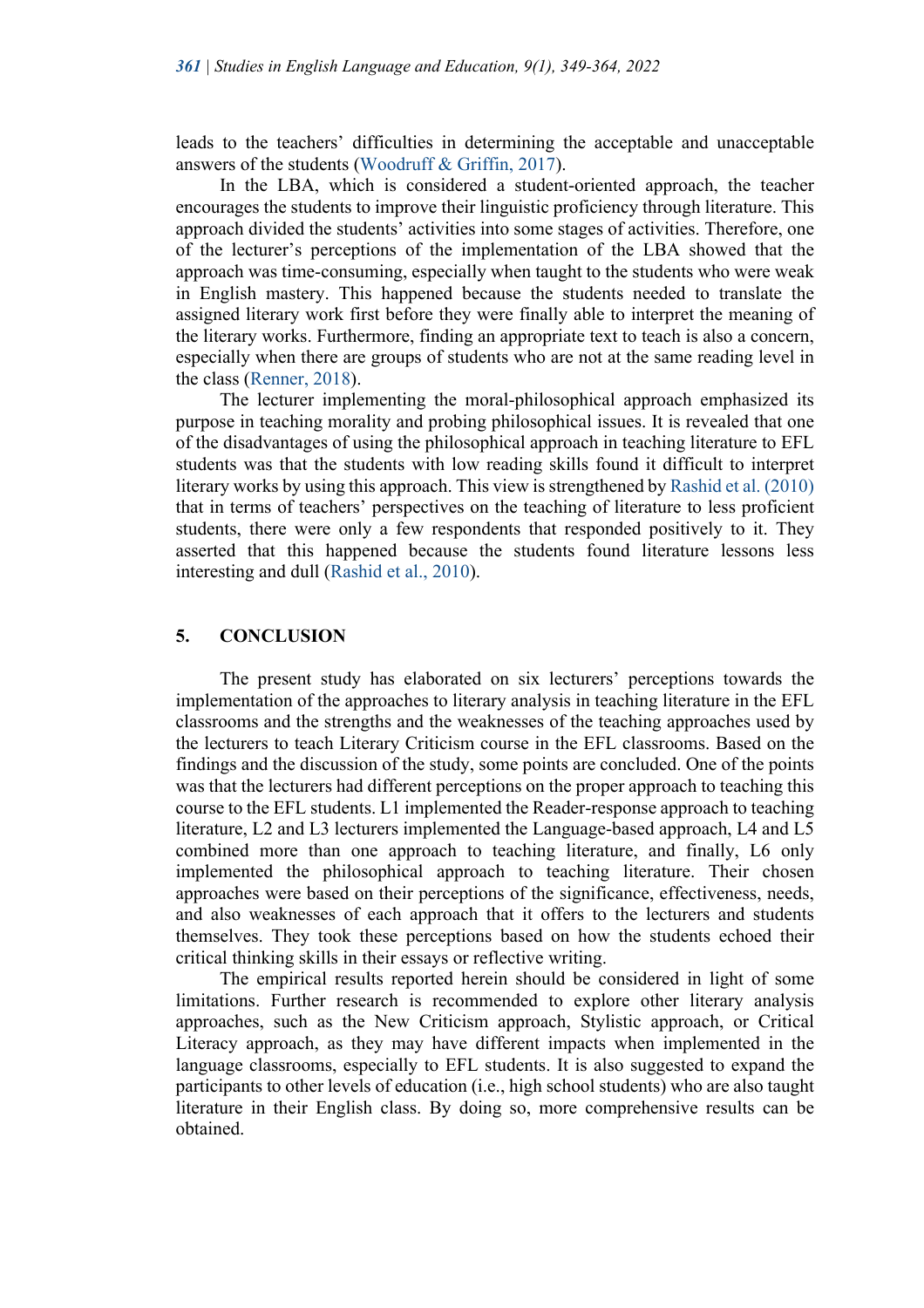leads to the teachers' difficulties in determining the acceptable and unacceptable answers of the students (Woodruff & Griffin, 2017).

In the LBA, which is considered a student-oriented approach, the teacher encourages the students to improve their linguistic proficiency through literature. This approach divided the students' activities into some stages of activities. Therefore, one of the lecturer's perceptions of the implementation of the LBA showed that the approach was time-consuming, especially when taught to the students who were weak in English mastery. This happened because the students needed to translate the assigned literary work first before they were finally able to interpret the meaning of the literary works. Furthermore, finding an appropriate text to teach is also a concern, especially when there are groups of students who are not at the same reading level in the class (Renner, 2018).

The lecturer implementing the moral-philosophical approach emphasized its purpose in teaching morality and probing philosophical issues. It is revealed that one of the disadvantages of using the philosophical approach in teaching literature to EFL students was that the students with low reading skills found it difficult to interpret literary works by using this approach. This view is strengthened by Rashid et al. (2010) that in terms of teachers' perspectives on the teaching of literature to less proficient students, there were only a few respondents that responded positively to it. They asserted that this happened because the students found literature lessons less interesting and dull (Rashid et al., 2010).

## 5. CONCLUSION

The present study has elaborated on six lecturers' perceptions towards the implementation of the approaches to literary analysis in teaching literature in the EFL classrooms and the strengths and the weaknesses of the teaching approaches used by the lecturers to teach Literary Criticism course in the EFL classrooms. Based on the findings and the discussion of the study, some points are concluded. One of the points was that the lecturers had different perceptions on the proper approach to teaching this course to the EFL students. L1 implemented the Reader-response approach to teaching literature, L2 and L3 lecturers implemented the Language-based approach, L4 and L5 combined more than one approach to teaching literature, and finally, L6 only implemented the philosophical approach to teaching literature. Their chosen approaches were based on their perceptions of the significance, effectiveness, needs, and also weaknesses of each approach that it offers to the lecturers and students themselves. They took these perceptions based on how the students echoed their critical thinking skills in their essays or reflective writing.

The empirical results reported herein should be considered in light of some limitations. Further research is recommended to explore other literary analysis approaches, such as the New Criticism approach, Stylistic approach, or Critical Literacy approach, as they may have different impacts when implemented in the language classrooms, especially to EFL students. It is also suggested to expand the participants to other levels of education (i.e., high school students) who are also taught literature in their English class. By doing so, more comprehensive results can be obtained.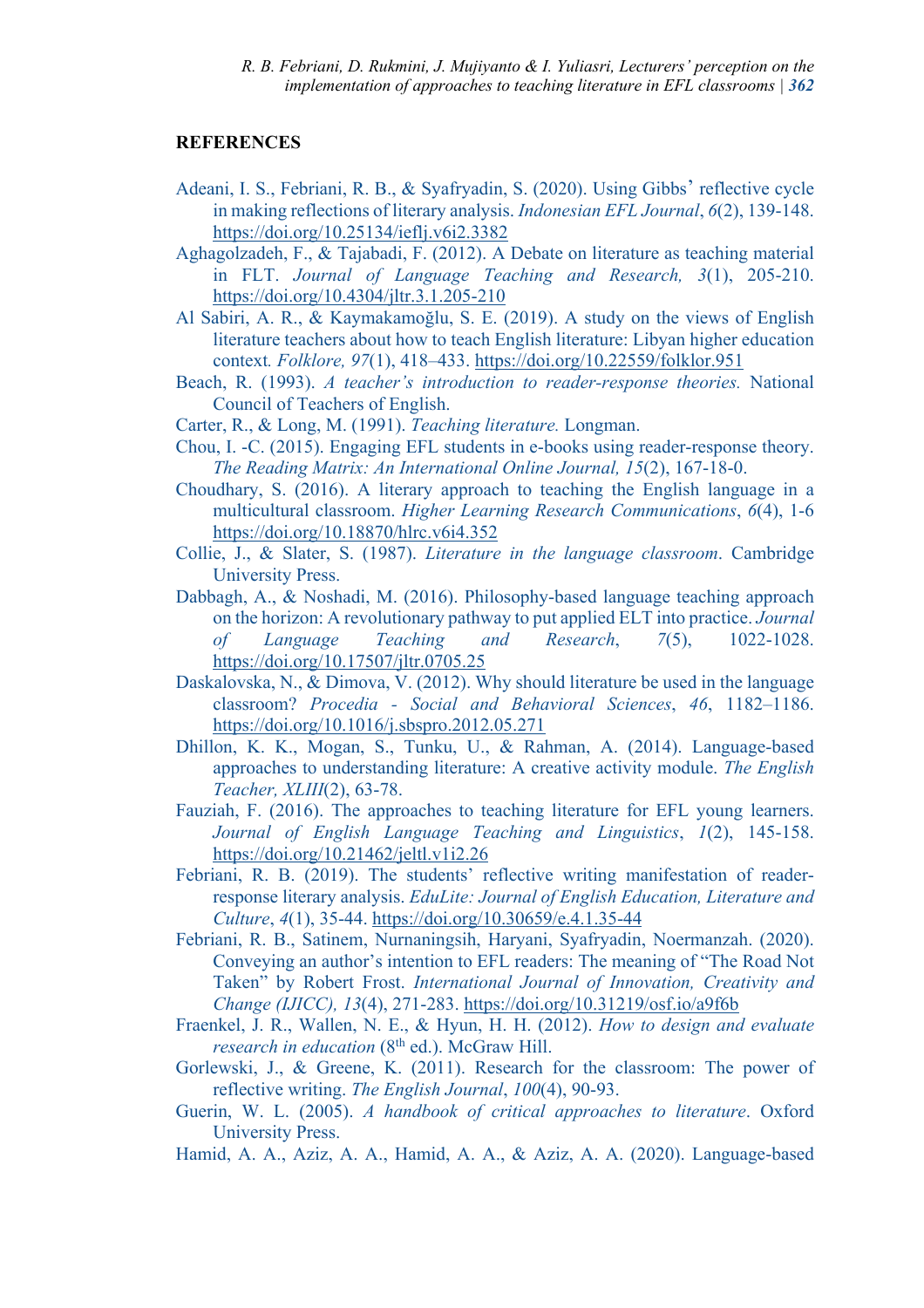## REFERENCES

Adeani, I. S., Febriani, R. B., & Syafryadin, S. (2020). Using Gibbs' reflective cycle in making reflections of literary analysis. *Indonesian EFL Journal*, *6*(2), 139-148. https://doi.org/10.25134/ieflj.v6i2.3382

Aghagolzadeh, F., & Tajabadi, F. (2012). A Debate on literature as teaching material in FLT. *Journal of Language Teaching and Research, 3*(1), 205-210. https://doi.org/10.4304/jltr.3.1.205-210

Al Sabiri, A. R., & Kaymakamoğlu, S. E. (2019). A study on the views of English literature teachers about how to teach English literature: Libyan higher education context. *Folklore, 97*(1), 418–433. https://doi.org/10.22559/folklor.951

Beach, R. (1993). *A teacher's introduction to reader-response theories.* National Council of Teachers of English.

Carter, R., & Long, M. (1991). *Teaching literature.* Longman.

Chou, I. -C. (2015). Engaging EFL students in e-books using reader-response theory. *The Reading Matrix: An International Online Journal, 15*(2), 167-18-0.

Choudhary, S. (2016). A literary approach to teaching the English language in a multicultural classroom. *Higher Learning Research Communications*, *6*(4), 1-6 https://doi.org/10.18870/hlrc.v6i4.352

Collie, J., & Slater, S. (1987). *Literature in the language classroom*. Cambridge University Press.

Dabbagh, A., & Noshadi, M. (2016). Philosophy-based language teaching approach on the horizon: A revolutionary pathway to put applied ELT into practice. *Journal of Language Teaching and Research*, *7*(5), 1022-1028. https://doi.org/10.17507/jltr.0705.25

Daskalovska, N., & Dimova, V. (2012). Why should literature be used in the language classroom? *Procedia - Social and Behavioral Sciences*, *46*, 1182–1186. https://doi.org/10.1016/j.sbspro.2012.05.271

Dhillon, K. K., Mogan, S., Tunku, U., & Rahman, A. (2014). Language-based approaches to understanding literature: A creative activity module. *The English Teacher, XLIII*(2), 63-78.

Fauziah, F. (2016). The approaches to teaching literature for EFL young learners. *Journal of English Language Teaching and Linguistics*, *1*(2), 145-158. https://doi.org/10.21462/jeltl.v1i2.26

Febriani, R. B. (2019). The students' reflective writing manifestation of reader-response literary analysis. *EduLite: Journal of English Education, Literature and Culture*, *4*(1), 35-44. https://doi.org/10.30659/e.4.1.35-44

Febriani, R. B., Satinem, Nurnaningsih, Haryani, Syafryadin, Noermanzah. (2020). Conveying an author's intention to EFL readers: The meaning of "The Road Not Taken" by Robert Frost. *International Journal of Innovation, Creativity and Change (IJICC), 13*(4), 271-283. https://doi.org/10.31219/osf.io/a9f6b

Fraenkel, J. R., Wallen, N. E., & Hyun, H. H. (2012). *How to design and evaluate research in education* (8th ed.). McGraw Hill.

Gorlewski, J., & Greene, K. (2011). Research for the classroom: The power of reflective writing. *The English Journal*, *100*(4), 90-93.

Guerin, W. L. (2005). *A handbook of critical approaches to literature*. Oxford University Press.

Hamid, A. A., Aziz, A. A., Hamid, A. A., & Aziz, A. A. (2020). Language-based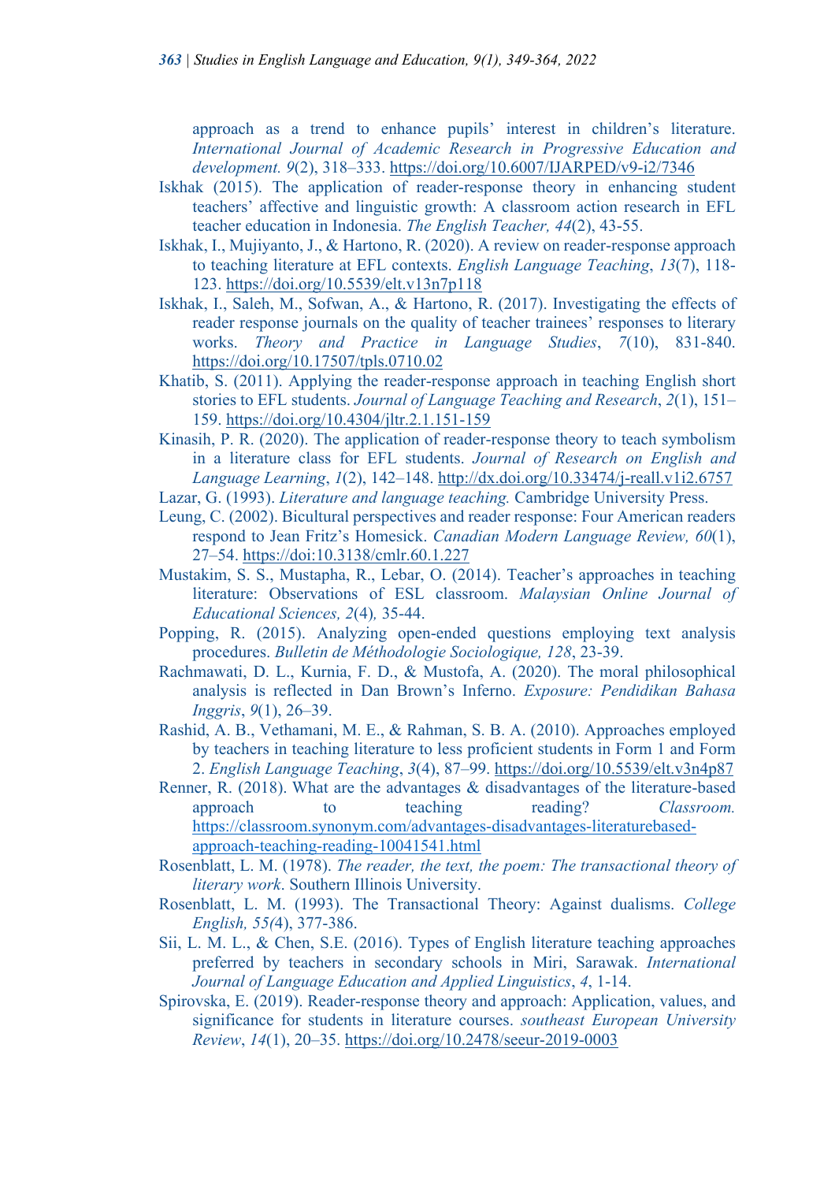approach as a trend to enhance pupils' interest in children's literature. *International Journal of Academic Research in Progressive Education and development. 9*(2), 318–333. https://doi.org/10.6007/IJARPED/v9-i2/7346

Iskhak (2015). The application of reader-response theory in enhancing student teachers' affective and linguistic growth: A classroom action research in EFL teacher education in Indonesia. *The English Teacher, 44*(2), 43-55.

Iskhak, I., Mujiyanto, J., & Hartono, R. (2020). A review on reader-response approach to teaching literature at EFL contexts. *English Language Teaching*, *13*(7), 118-123. https://doi.org/10.5539/elt.v13n7p118

Iskhak, I., Saleh, M., Sofwan, A., & Hartono, R. (2017). Investigating the effects of reader response journals on the quality of teacher trainees' responses to literary works. *Theory and Practice in Language Studies*, *7*(10), 831-840. https://doi.org/10.17507/tpls.0710.02

Khatib, S. (2011). Applying the reader-response approach in teaching English short stories to EFL students. *Journal of Language Teaching and Research*, *2*(1), 151–159. https://doi.org/10.4304/jltr.2.1.151-159

Kinasih, P. R. (2020). The application of reader-response theory to teach symbolism in a literature class for EFL students. *Journal of Research on English and Language Learning*, *1*(2), 142–148. http://dx.doi.org/10.33474/j-reall.v1i2.6757

Lazar, G. (1993). *Literature and language teaching.* Cambridge University Press.

Leung, C. (2002). Bicultural perspectives and reader response: Four American readers respond to Jean Fritz's Homesick. *Canadian Modern Language Review, 60*(1), 27–54. https://doi:10.3138/cmlr.60.1.227

Mustakim, S. S., Mustapha, R., Lebar, O. (2014). Teacher's approaches in teaching literature: Observations of ESL classroom. *Malaysian Online Journal of Educational Sciences, 2*(4)*,* 35-44.

Popping, R. (2015). Analyzing open-ended questions employing text analysis procedures. *Bulletin de Méthodologie Sociologique, 128*, 23-39.

Rachmawati, D. L., Kurnia, F. D., & Mustofa, A. (2020). The moral philosophical analysis is reflected in Dan Brown's Inferno. *Exposure: Pendidikan Bahasa Inggris*, *9*(1), 26–39.

Rashid, A. B., Vethamani, M. E., & Rahman, S. B. A. (2010). Approaches employed by teachers in teaching literature to less proficient students in Form 1 and Form 2. *English Language Teaching*, *3*(4), 87–99. https://doi.org/10.5539/elt.v3n4p87

Renner, R. (2018). What are the advantages & disadvantages of the literature-based approach to teaching reading? *Classroom.* https://classroom.synonym.com/advantages-disadvantages-literaturebased-approach-teaching-reading-10041541.html

Rosenblatt, L. M. (1978). *The reader, the text, the poem: The transactional theory of literary work*. Southern Illinois University.

Rosenblatt, L. M. (1993). The Transactional Theory: Against dualisms. *College English, 55(*4), 377-386.

Sii, L. M. L., & Chen, S.E. (2016). Types of English literature teaching approaches preferred by teachers in secondary schools in Miri, Sarawak. *International Journal of Language Education and Applied Linguistics*, *4*, 1-14.

Spirovska, E. (2019). Reader-response theory and approach: Application, values, and significance for students in literature courses. *southeast European University Review*, *14*(1), 20–35. https://doi.org/10.2478/seeur-2019-0003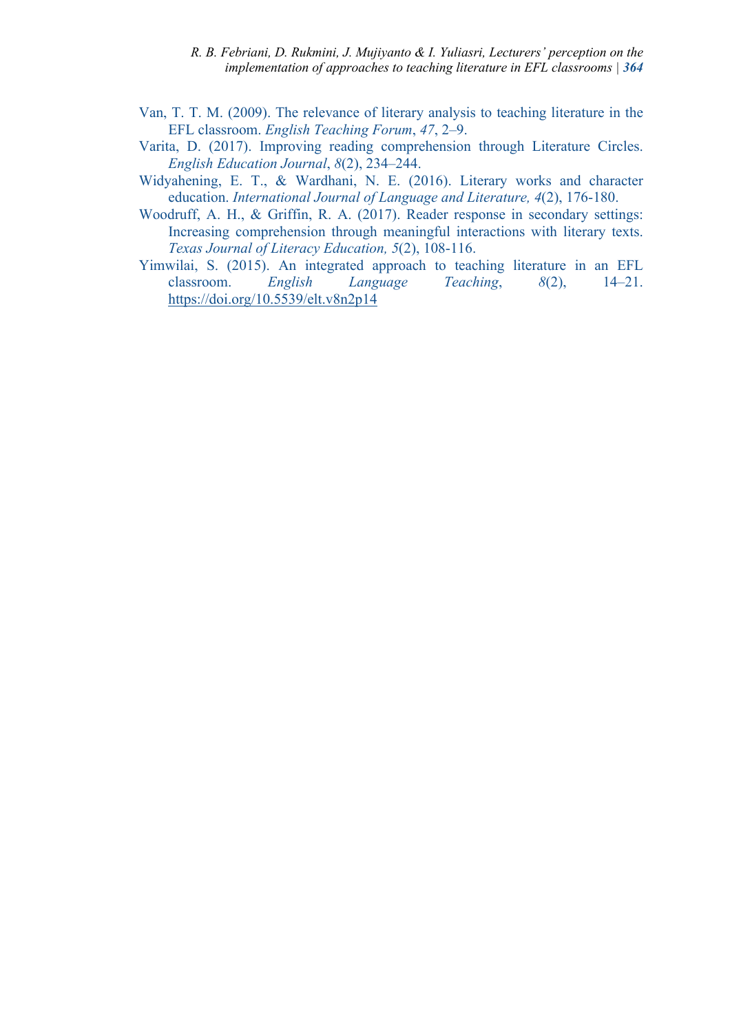Van, T. T. M. (2009). The relevance of literary analysis to teaching literature in the EFL classroom. *English Teaching Forum*, *47*, 2–9.

Varita, D. (2017). Improving reading comprehension through Literature Circles. *English Education Journal*, *8*(2), 234–244.

Widyahening, E. T., & Wardhani, N. E. (2016). Literary works and character education. *International Journal of Language and Literature, 4*(2), 176-180.

Woodruff, A. H., & Griffin, R. A. (2017). Reader response in secondary settings: Increasing comprehension through meaningful interactions with literary texts. *Texas Journal of Literacy Education, 5*(2), 108-116.

Yimwilai, S. (2015). An integrated approach to teaching literature in an EFL classroom. *English Language Teaching*, *8*(2), 14–21. https://doi.org/10.5539/elt.v8n2p14